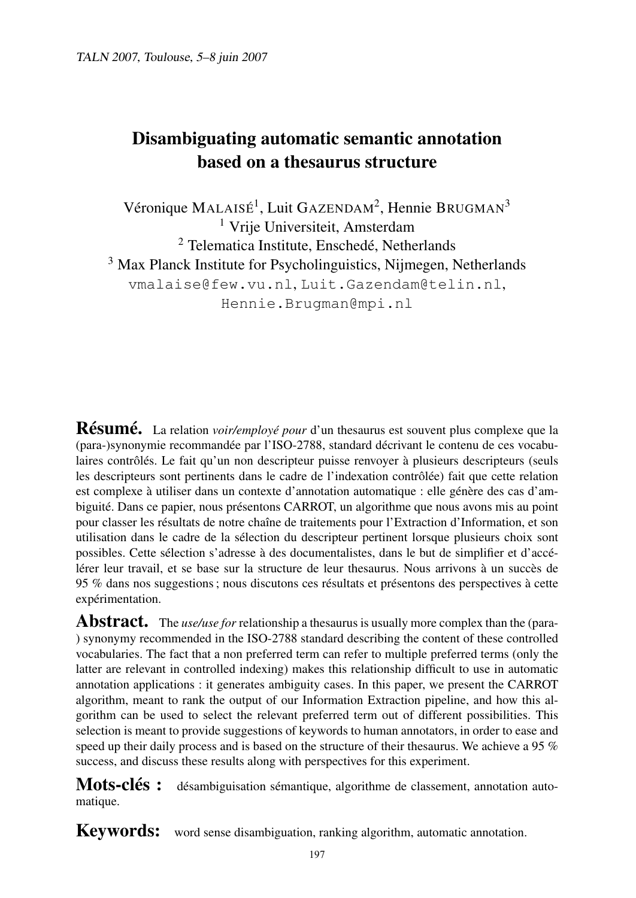# Disambiguating automatic semantic annotation based on a thesaurus structure

Véronique MALAISÉ[1], Luit GAZENDAM[2], Hennie BRUGMAN[3]

[1] Vrije Universiteit, Amsterdam

[2] Telematica Institute, Enschedé, Netherlands

[3] Max Planck Institute for Psycholinguistics, Nijmegen, Netherlands

vmalaise@few.vu.nl, Luit.Gazendam@telin.nl, Hennie.Brugman@mpi.nl

**Résumé.** La relation *voir/employé pour* d'un thesaurus est souvent plus complexe que la (para-)synonymie recommandée par l'ISO-2788, standard décrivant le contenu de ces vocabulaires contrôlés. Le fait qu'un non descripteur puisse renvoyer à plusieurs descripteurs (seuls les descripteurs sont pertinents dans le cadre de l'indexation contrôlée) fait que cette relation est complexe à utiliser dans un contexte d'annotation automatique : elle génère des cas d'ambiguité. Dans ce papier, nous présentons CARROT, un algorithme que nous avons mis au point pour classer les résultats de notre chaîne de traitements pour l'Extraction d'Information, et son utilisation dans le cadre de la sélection du descripteur pertinent lorsque plusieurs choix sont possibles. Cette sélection s'adresse à des documentalistes, dans le but de simplifier et d'accélérer leur travail, et se base sur la structure de leur thesaurus. Nous arrivons à un succès de 95 % dans nos suggestions ; nous discutons ces résultats et présentons des perspectives à cette expérimentation.

**Abstract.** The *use/use for* relationship a thesaurus is usually more complex than the (para-) synonymy recommended in the ISO-2788 standard describing the content of these controlled vocabularies. The fact that a non preferred term can refer to multiple preferred terms (only the latter are relevant in controlled indexing) makes this relationship difficult to use in automatic annotation applications : it generates ambiguity cases. In this paper, we present the CARROT algorithm, meant to rank the output of our Information Extraction pipeline, and how this algorithm can be used to select the relevant preferred term out of different possibilities. This selection is meant to provide suggestions of keywords to human annotators, in order to ease and speed up their daily process and is based on the structure of their thesaurus. We achieve a 95 % success, and discuss these results along with perspectives for this experiment.

**Mots-clés :** désambiguisation sémantique, algorithme de classement, annotation automatique.

**Keywords:** word sense disambiguation, ranking algorithm, automatic annotation.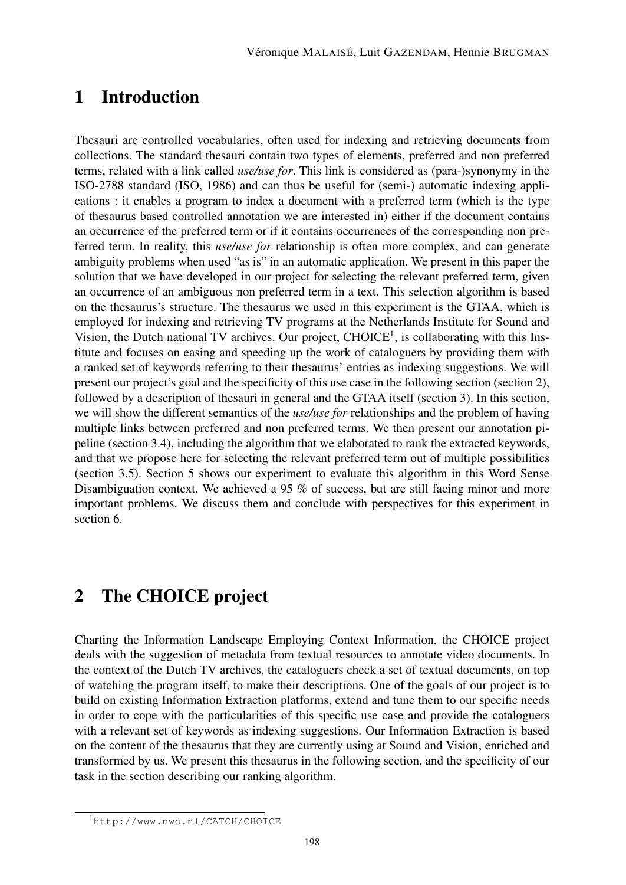# 1 Introduction

Thesauri are controlled vocabularies, often used for indexing and retrieving documents from collections. The standard thesauri contain two types of elements, preferred and non preferred terms, related with a link called *use/use for*. This link is considered as (para-)synonymy in the ISO-2788 standard (ISO, 1986) and can thus be useful for (semi-) automatic indexing applications : it enables a program to index a document with a preferred term (which is the type of thesaurus based controlled annotation we are interested in) either if the document contains an occurrence of the preferred term or if it contains occurrences of the corresponding non preferred term. In reality, this *use/use for* relationship is often more complex, and can generate ambiguity problems when used "as is" in an automatic application. We present in this paper the solution that we have developed in our project for selecting the relevant preferred term, given an occurrence of an ambiguous non preferred term in a text. This selection algorithm is based on the thesaurus's structure. The thesaurus we used in this experiment is the GTAA, which is employed for indexing and retrieving TV programs at the Netherlands Institute for Sound and Vision, the Dutch national TV archives. Our project, CHOICE[1], is collaborating with this Institute and focuses on easing and speeding up the work of cataloguers by providing them with a ranked set of keywords referring to their thesaurus' entries as indexing suggestions. We will present our project's goal and the specificity of this use case in the following section (section 2), followed by a description of thesauri in general and the GTAA itself (section 3). In this section, we will show the different semantics of the *use/use for* relationships and the problem of having multiple links between preferred and non preferred terms. We then present our annotation pipeline (section 3.4), including the algorithm that we elaborated to rank the extracted keywords, and that we propose here for selecting the relevant preferred term out of multiple possibilities (section 3.5). Section 5 shows our experiment to evaluate this algorithm in this Word Sense Disambiguation context. We achieved a 95 % of success, but are still facing minor and more important problems. We discuss them and conclude with perspectives for this experiment in section 6.

# 2 The CHOICE project

Charting the Information Landscape Employing Context Information, the CHOICE project deals with the suggestion of metadata from textual resources to annotate video documents. In the context of the Dutch TV archives, the cataloguers check a set of textual documents, on top of watching the program itself, to make their descriptions. One of the goals of our project is to build on existing Information Extraction platforms, extend and tune them to our specific needs in order to cope with the particularities of this specific use case and provide the cataloguers with a relevant set of keywords as indexing suggestions. Our Information Extraction is based on the content of the thesaurus that they are currently using at Sound and Vision, enriched and transformed by us. We present this thesaurus in the following section, and the specificity of our task in the section describing our ranking algorithm.

[1] http://www.nwo.nl/CATCH/CHOICE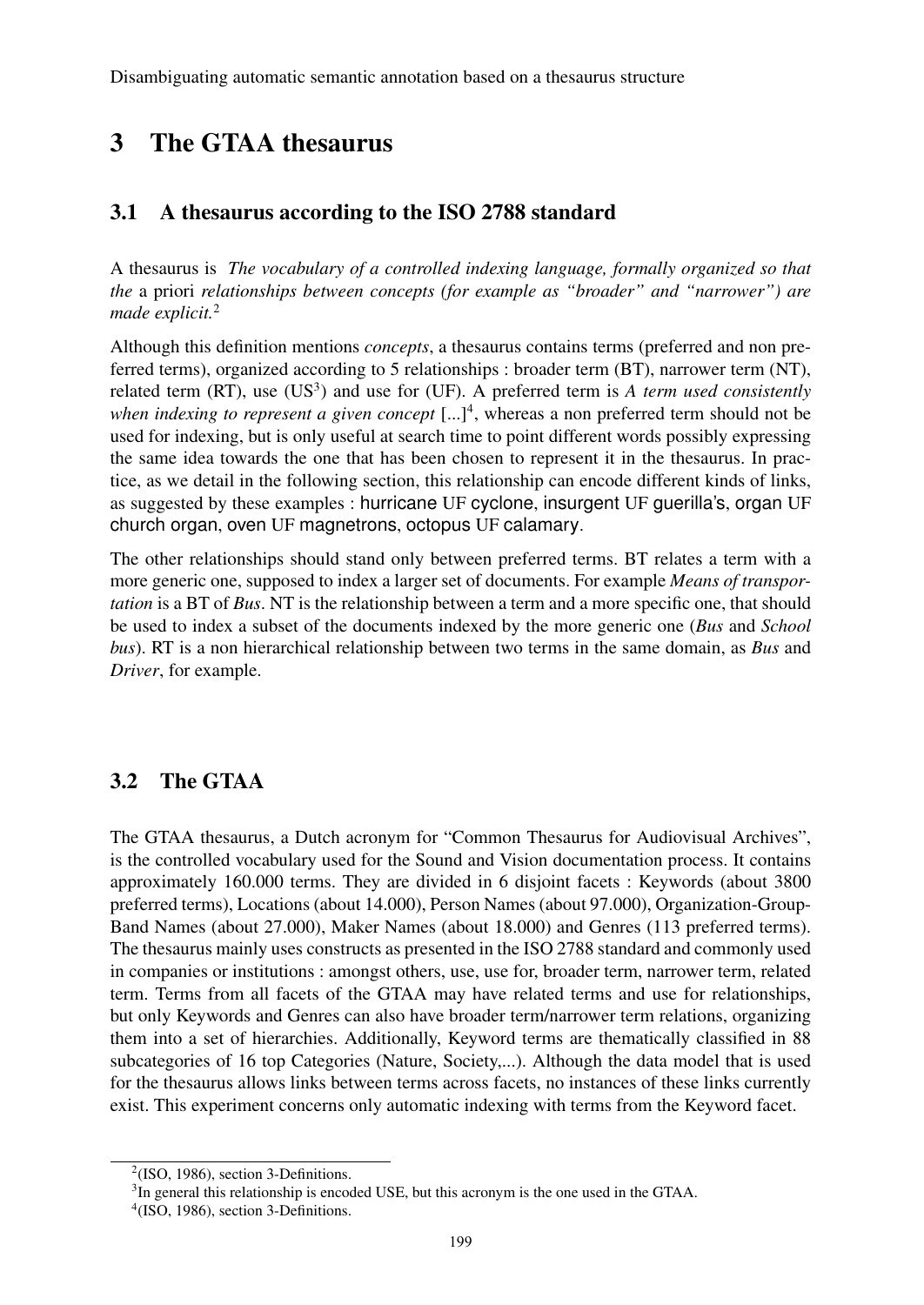# 3 The GTAA thesaurus

## 3.1 A thesaurus according to the ISO 2788 standard

A thesaurus is *The vocabulary of a controlled indexing language, formally organized so that the* a priori *relationships between concepts (for example as "broader" and "narrower") are made explicit.*[2]

Although this definition mentions *concepts*, a thesaurus contains terms (preferred and non preferred terms), organized according to 5 relationships : broader term (BT), narrower term (NT), related term (RT), use (US[3]) and use for (UF). A preferred term is *A term used consistently when indexing to represent a given concept* [...][4], whereas a non preferred term should not be used for indexing, but is only useful at search time to point different words possibly expressing the same idea towards the one that has been chosen to represent it in the thesaurus. In practice, as we detail in the following section, this relationship can encode different kinds of links, as suggested by these examples : hurricane UF cyclone, insurgent UF guerilla's, organ UF church organ, oven UF magnetrons, octopus UF calamary.

The other relationships should stand only between preferred terms. BT relates a term with a more generic one, supposed to index a larger set of documents. For example *Means of transportation* is a BT of *Bus*. NT is the relationship between a term and a more specific one, that should be used to index a subset of the documents indexed by the more generic one (*Bus* and *School bus*). RT is a non hierarchical relationship between two terms in the same domain, as *Bus* and *Driver*, for example.

## 3.2 The GTAA

The GTAA thesaurus, a Dutch acronym for "Common Thesaurus for Audiovisual Archives", is the controlled vocabulary used for the Sound and Vision documentation process. It contains approximately 160.000 terms. They are divided in 6 disjoint facets : Keywords (about 3800 preferred terms), Locations (about 14.000), Person Names (about 97.000), Organization-Group-Band Names (about 27.000), Maker Names (about 18.000) and Genres (113 preferred terms). The thesaurus mainly uses constructs as presented in the ISO 2788 standard and commonly used in companies or institutions : amongst others, use, use for, broader term, narrower term, related term. Terms from all facets of the GTAA may have related terms and use for relationships, but only Keywords and Genres can also have broader term/narrower term relations, organizing them into a set of hierarchies. Additionally, Keyword terms are thematically classified in 88 subcategories of 16 top Categories (Nature, Society,...). Although the data model that is used for the thesaurus allows links between terms across facets, no instances of these links currently exist. This experiment concerns only automatic indexing with terms from the Keyword facet.

---

[2] (ISO, 1986), section 3-Definitions.

[3] In general this relationship is encoded USE, but this acronym is the one used in the GTAA.

[4] (ISO, 1986), section 3-Definitions.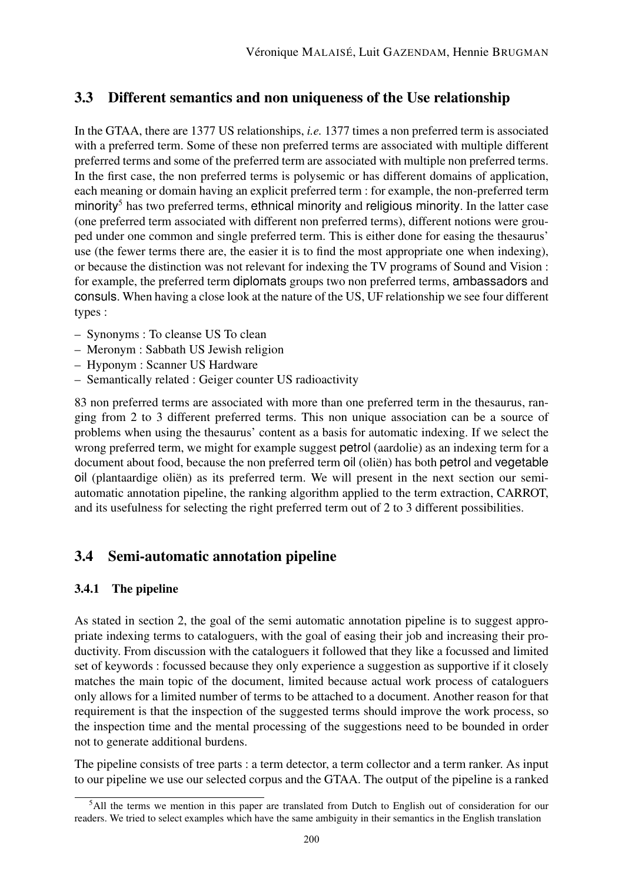## 3.3 Different semantics and non uniqueness of the Use relationship

In the GTAA, there are 1377 US relationships, *i.e.* 1377 times a non preferred term is associated with a preferred term. Some of these non preferred terms are associated with multiple different preferred terms and some of the preferred term are associated with multiple non preferred terms. In the first case, the non preferred terms is polysemic or has different domains of application, each meaning or domain having an explicit preferred term : for example, the non-preferred term minority[5] has two preferred terms, ethnical minority and religious minority. In the latter case (one preferred term associated with different non preferred terms), different notions were grouped under one common and single preferred term. This is either done for easing the thesaurus' use (the fewer terms there are, the easier it is to find the most appropriate one when indexing), or because the distinction was not relevant for indexing the TV programs of Sound and Vision : for example, the preferred term diplomats groups two non preferred terms, ambassadors and consuls. When having a close look at the nature of the US, UF relationship we see four different types :

- Synonyms : To cleanse US To clean
- Meronym : Sabbath US Jewish religion
- Hyponym : Scanner US Hardware
- Semantically related : Geiger counter US radioactivity

83 non preferred terms are associated with more than one preferred term in the thesaurus, ranging from 2 to 3 different preferred terms. This non unique association can be a source of problems when using the thesaurus' content as a basis for automatic indexing. If we select the wrong preferred term, we might for example suggest petrol (aardolie) as an indexing term for a document about food, because the non preferred term oil (oliën) has both petrol and vegetable oil (plantaardige oliën) as its preferred term. We will present in the next section our semi-automatic annotation pipeline, the ranking algorithm applied to the term extraction, CARROT, and its usefulness for selecting the right preferred term out of 2 to 3 different possibilities.

## 3.4 Semi-automatic annotation pipeline

### 3.4.1 The pipeline

As stated in section 2, the goal of the semi automatic annotation pipeline is to suggest appropriate indexing terms to cataloguers, with the goal of easing their job and increasing their productivity. From discussion with the cataloguers it followed that they like a focussed and limited set of keywords : focussed because they only experience a suggestion as supportive if it closely matches the main topic of the document, limited because actual work process of cataloguers only allows for a limited number of terms to be attached to a document. Another reason for that requirement is that the inspection of the suggested terms should improve the work process, so the inspection time and the mental processing of the suggestions need to be bounded in order not to generate additional burdens.

The pipeline consists of tree parts : a term detector, a term collector and a term ranker. As input to our pipeline we use our selected corpus and the GTAA. The output of the pipeline is a ranked

[5]All the terms we mention in this paper are translated from Dutch to English out of consideration for our readers. We tried to select examples which have the same ambiguity in their semantics in the English translation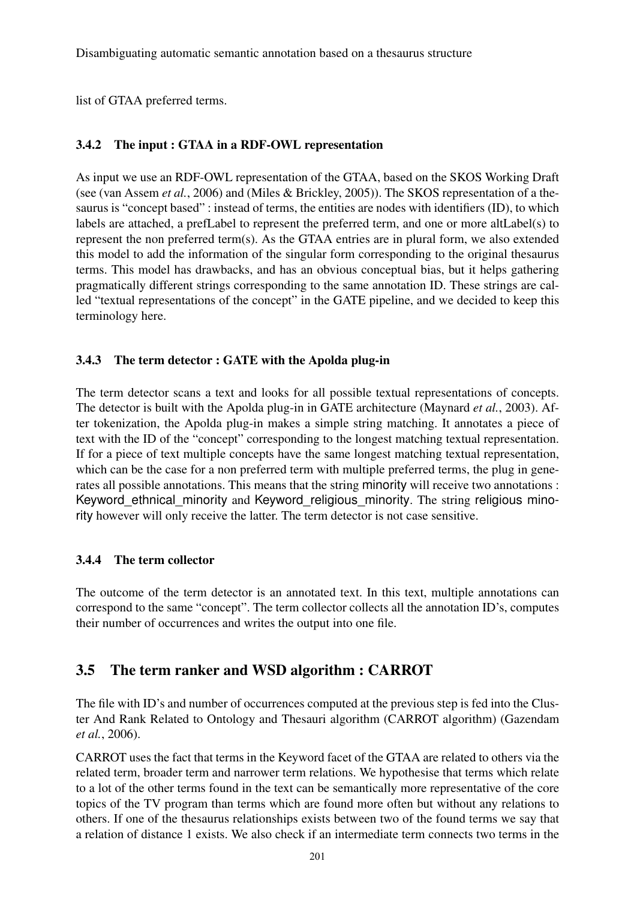list of GTAA preferred terms.

### 3.4.2 The input : GTAA in a RDF-OWL representation

As input we use an RDF-OWL representation of the GTAA, based on the SKOS Working Draft (see (van Assem *et al.*, 2006) and (Miles & Brickley, 2005)). The SKOS representation of a thesaurus is "concept based" : instead of terms, the entities are nodes with identifiers (ID), to which labels are attached, a prefLabel to represent the preferred term, and one or more altLabel(s) to represent the non preferred term(s). As the GTAA entries are in plural form, we also extended this model to add the information of the singular form corresponding to the original thesaurus terms. This model has drawbacks, and has an obvious conceptual bias, but it helps gathering pragmatically different strings corresponding to the same annotation ID. These strings are called "textual representations of the concept" in the GATE pipeline, and we decided to keep this terminology here.

### 3.4.3 The term detector : GATE with the Apolda plug-in

The term detector scans a text and looks for all possible textual representations of concepts. The detector is built with the Apolda plug-in in GATE architecture (Maynard *et al.*, 2003). After tokenization, the Apolda plug-in makes a simple string matching. It annotates a piece of text with the ID of the "concept" corresponding to the longest matching textual representation. If for a piece of text multiple concepts have the same longest matching textual representation, which can be the case for a non preferred term with multiple preferred terms, the plug in generates all possible annotations. This means that the string minority will receive two annotations : Keyword_ethnical_minority and Keyword_religious_minority. The string religious minority however will only receive the latter. The term detector is not case sensitive.

### 3.4.4 The term collector

The outcome of the term detector is an annotated text. In this text, multiple annotations can correspond to the same "concept". The term collector collects all the annotation ID's, computes their number of occurrences and writes the output into one file.

## 3.5 The term ranker and WSD algorithm : CARROT

The file with ID's and number of occurrences computed at the previous step is fed into the Cluster And Rank Related to Ontology and Thesauri algorithm (CARROT algorithm) (Gazendam *et al.*, 2006).

CARROT uses the fact that terms in the Keyword facet of the GTAA are related to others via the related term, broader term and narrower term relations. We hypothesise that terms which relate to a lot of the other terms found in the text can be semantically more representative of the core topics of the TV program than terms which are found more often but without any relations to others. If one of the thesaurus relationships exists between two of the found terms we say that a relation of distance 1 exists. We also check if an intermediate term connects two terms in the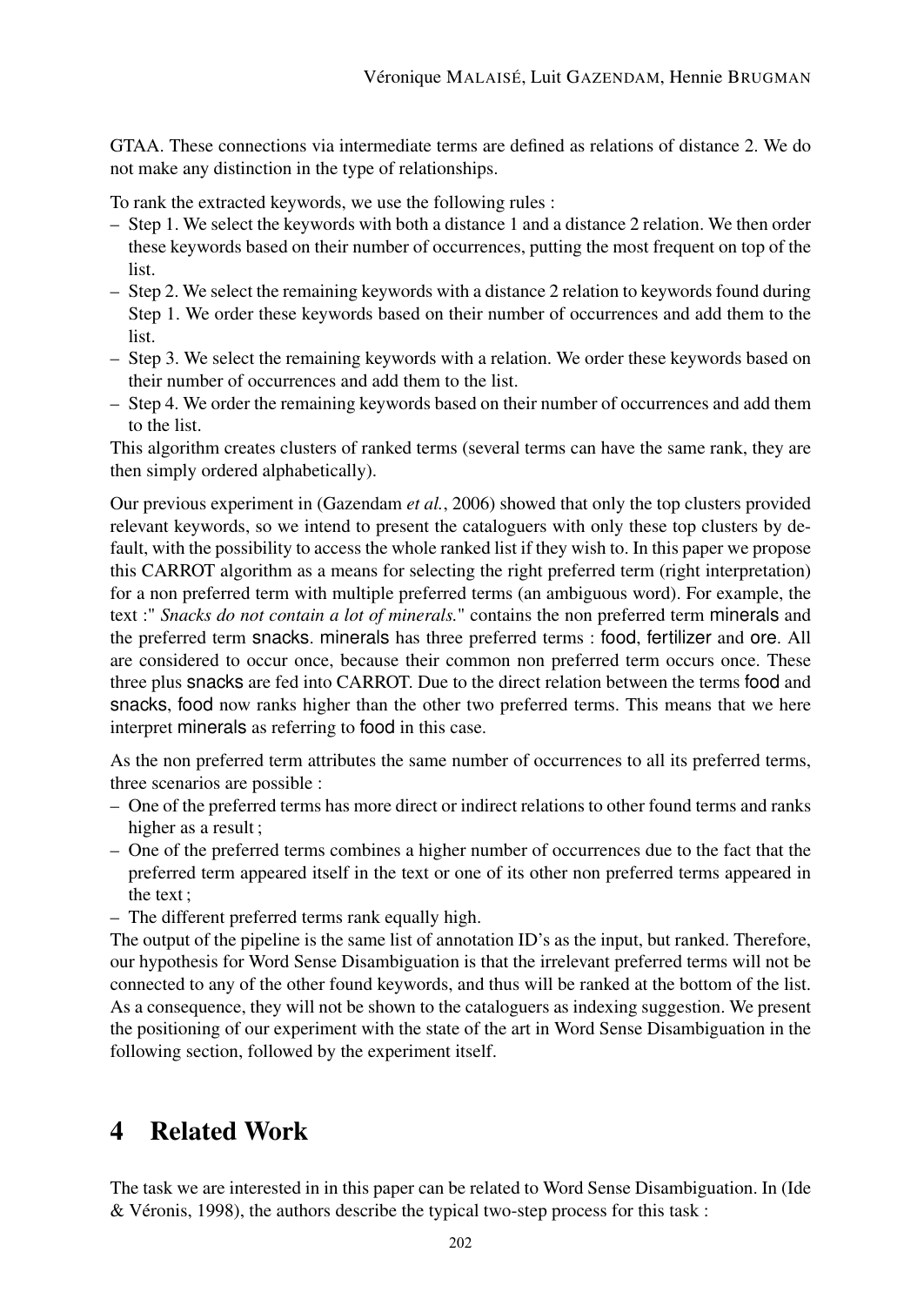GTAA. These connections via intermediate terms are defined as relations of distance 2. We do not make any distinction in the type of relationships.

To rank the extracted keywords, we use the following rules :

- Step 1. We select the keywords with both a distance 1 and a distance 2 relation. We then order these keywords based on their number of occurrences, putting the most frequent on top of the list.
- Step 2. We select the remaining keywords with a distance 2 relation to keywords found during Step 1. We order these keywords based on their number of occurrences and add them to the list.
- Step 3. We select the remaining keywords with a relation. We order these keywords based on their number of occurrences and add them to the list.
- Step 4. We order the remaining keywords based on their number of occurrences and add them to the list.

This algorithm creates clusters of ranked terms (several terms can have the same rank, they are then simply ordered alphabetically).

Our previous experiment in (Gazendam *et al.*, 2006) showed that only the top clusters provided relevant keywords, so we intend to present the cataloguers with only these top clusters by default, with the possibility to access the whole ranked list if they wish to. In this paper we propose this CARROT algorithm as a means for selecting the right preferred term (right interpretation) for a non preferred term with multiple preferred terms (an ambiguous word). For example, the text :" *Snacks do not contain a lot of minerals.*" contains the non preferred term minerals and the preferred term snacks. minerals has three preferred terms : food, fertilizer and ore. All are considered to occur once, because their common non preferred term occurs once. These three plus snacks are fed into CARROT. Due to the direct relation between the terms food and snacks, food now ranks higher than the other two preferred terms. This means that we here interpret minerals as referring to food in this case.

As the non preferred term attributes the same number of occurrences to all its preferred terms, three scenarios are possible :

- One of the preferred terms has more direct or indirect relations to other found terms and ranks higher as a result ;
- One of the preferred terms combines a higher number of occurrences due to the fact that the preferred term appeared itself in the text or one of its other non preferred terms appeared in the text ;
- The different preferred terms rank equally high.

The output of the pipeline is the same list of annotation ID's as the input, but ranked. Therefore, our hypothesis for Word Sense Disambiguation is that the irrelevant preferred terms will not be connected to any of the other found keywords, and thus will be ranked at the bottom of the list. As a consequence, they will not be shown to the cataloguers as indexing suggestion. We present the positioning of our experiment with the state of the art in Word Sense Disambiguation in the following section, followed by the experiment itself.

## 4 Related Work

The task we are interested in in this paper can be related to Word Sense Disambiguation. In (Ide & Véronis, 1998), the authors describe the typical two-step process for this task :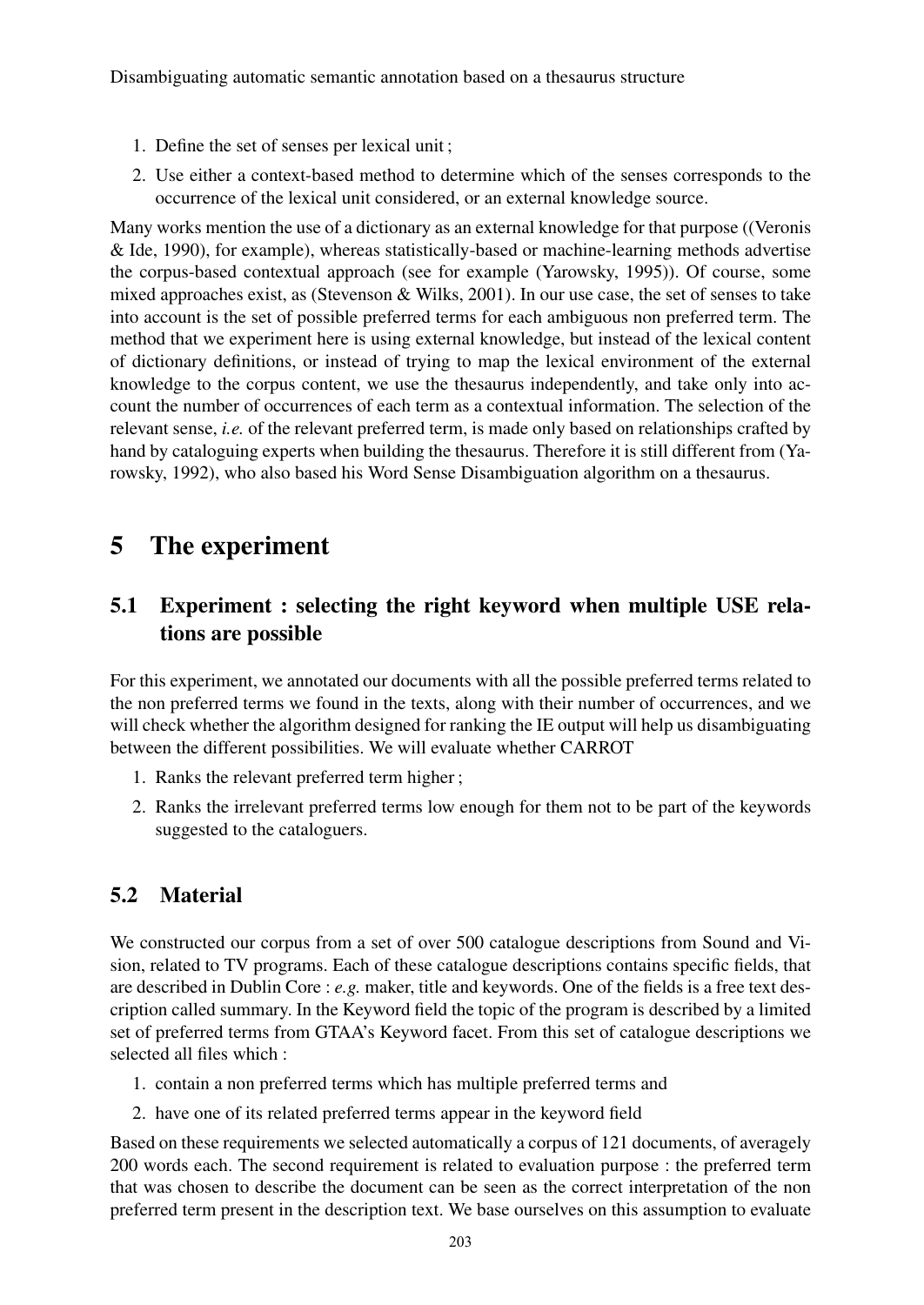1. Define the set of senses per lexical unit ;
2. Use either a context-based method to determine which of the senses corresponds to the occurrence of the lexical unit considered, or an external knowledge source.

Many works mention the use of a dictionary as an external knowledge for that purpose ((Veronis & Ide, 1990), for example), whereas statistically-based or machine-learning methods advertise the corpus-based contextual approach (see for example (Yarowsky, 1995)). Of course, some mixed approaches exist, as (Stevenson & Wilks, 2001). In our use case, the set of senses to take into account is the set of possible preferred terms for each ambiguous non preferred term. The method that we experiment here is using external knowledge, but instead of the lexical content of dictionary definitions, or instead of trying to map the lexical environment of the external knowledge to the corpus content, we use the thesaurus independently, and take only into account the number of occurrences of each term as a contextual information. The selection of the relevant sense, *i.e.* of the relevant preferred term, is made only based on relationships crafted by hand by cataloguing experts when building the thesaurus. Therefore it is still different from (Yarowsky, 1992), who also based his Word Sense Disambiguation algorithm on a thesaurus.

# 5 The experiment

## 5.1 Experiment : selecting the right keyword when multiple USE relations are possible

For this experiment, we annotated our documents with all the possible preferred terms related to the non preferred terms we found in the texts, along with their number of occurrences, and we will check whether the algorithm designed for ranking the IE output will help us disambiguating between the different possibilities. We will evaluate whether CARROT

1. Ranks the relevant preferred term higher ;
2. Ranks the irrelevant preferred terms low enough for them not to be part of the keywords suggested to the cataloguers.

## 5.2 Material

We constructed our corpus from a set of over 500 catalogue descriptions from Sound and Vision, related to TV programs. Each of these catalogue descriptions contains specific fields, that are described in Dublin Core : *e.g.* maker, title and keywords. One of the fields is a free text description called summary. In the Keyword field the topic of the program is described by a limited set of preferred terms from GTAA's Keyword facet. From this set of catalogue descriptions we selected all files which :

1. contain a non preferred terms which has multiple preferred terms and
2. have one of its related preferred terms appear in the keyword field

Based on these requirements we selected automatically a corpus of 121 documents, of averagely 200 words each. The second requirement is related to evaluation purpose : the preferred term that was chosen to describe the document can be seen as the correct interpretation of the non preferred term present in the description text. We base ourselves on this assumption to evaluate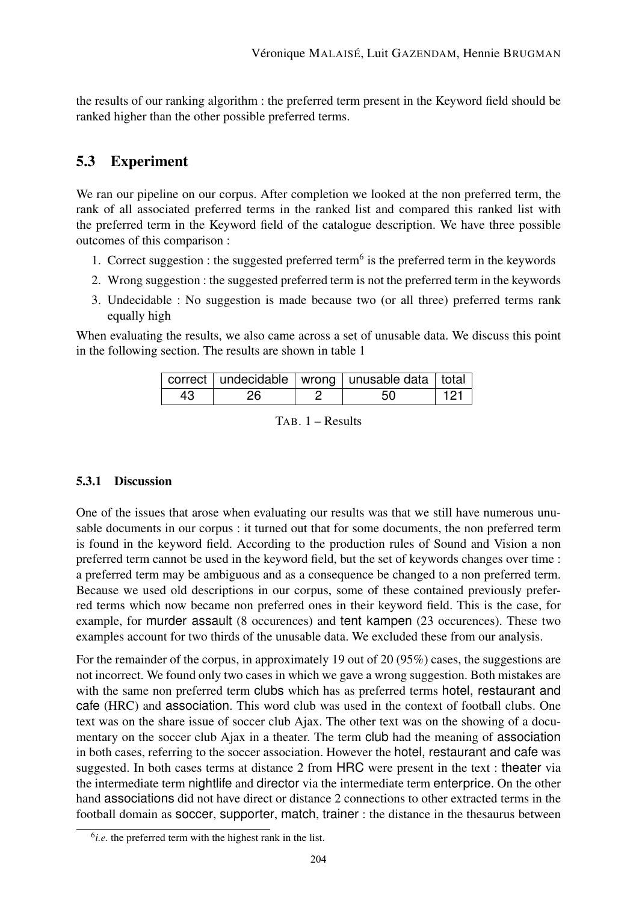the results of our ranking algorithm : the preferred term present in the Keyword field should be ranked higher than the other possible preferred terms.

## 5.3 Experiment

We ran our pipeline on our corpus. After completion we looked at the non preferred term, the rank of all associated preferred terms in the ranked list and compared this ranked list with the preferred term in the Keyword field of the catalogue description. We have three possible outcomes of this comparison :

1. Correct suggestion : the suggested preferred term[6] is the preferred term in the keywords
2. Wrong suggestion : the suggested preferred term is not the preferred term in the keywords
3. Undecidable : No suggestion is made because two (or all three) preferred terms rank equally high

When evaluating the results, we also came across a set of unusable data. We discuss this point in the following section. The results are shown in table 1

| correct | undecidable | wrong | unusable data | total |
|---|---|---|---|---|
| 43 | 26 | 2 | 50 | 121 |

TAB. 1 – Results

### 5.3.1 Discussion

One of the issues that arose when evaluating our results was that we still have numerous unusable documents in our corpus : it turned out that for some documents, the non preferred term is found in the keyword field. According to the production rules of Sound and Vision a non preferred term cannot be used in the keyword field, but the set of keywords changes over time : a preferred term may be ambiguous and as a consequence be changed to a non preferred term. Because we used old descriptions in our corpus, some of these contained previously preferred terms which now became non preferred ones in their keyword field. This is the case, for example, for murder assault (8 occurences) and tent kampen (23 occurences). These two examples account for two thirds of the unusable data. We excluded these from our analysis.

For the remainder of the corpus, in approximately 19 out of 20 (95%) cases, the suggestions are not incorrect. We found only two cases in which we gave a wrong suggestion. Both mistakes are with the same non preferred term clubs which has as preferred terms hotel, restaurant and cafe (HRC) and association. This word club was used in the context of football clubs. One text was on the share issue of soccer club Ajax. The other text was on the showing of a documentary on the soccer club Ajax in a theater. The term club had the meaning of association in both cases, referring to the soccer association. However the hotel, restaurant and cafe was suggested. In both cases terms at distance 2 from HRC were present in the text : theater via the intermediate term nightlife and director via the intermediate term enterprice. On the other hand associations did not have direct or distance 2 connections to other extracted terms in the football domain as soccer, supporter, match, trainer : the distance in the thesaurus between

[6] *i.e.* the preferred term with the highest rank in the list.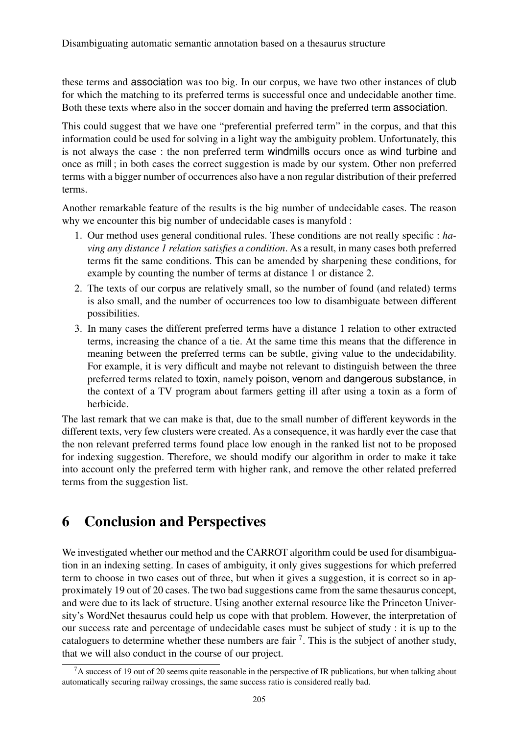these terms and association was too big. In our corpus, we have two other instances of club for which the matching to its preferred terms is successful once and undecidable another time. Both these texts where also in the soccer domain and having the preferred term association.

This could suggest that we have one "preferential preferred term" in the corpus, and that this information could be used for solving in a light way the ambiguity problem. Unfortunately, this is not always the case : the non preferred term windmills occurs once as wind turbine and once as mill ; in both cases the correct suggestion is made by our system. Other non preferred terms with a bigger number of occurrences also have a non regular distribution of their preferred terms.

Another remarkable feature of the results is the big number of undecidable cases. The reason why we encounter this big number of undecidable cases is manyfold :

1. Our method uses general conditional rules. These conditions are not really specific : *having any distance 1 relation satisfies a condition*. As a result, in many cases both preferred terms fit the same conditions. This can be amended by sharpening these conditions, for example by counting the number of terms at distance 1 or distance 2.
2. The texts of our corpus are relatively small, so the number of found (and related) terms is also small, and the number of occurrences too low to disambiguate between different possibilities.
3. In many cases the different preferred terms have a distance 1 relation to other extracted terms, increasing the chance of a tie. At the same time this means that the difference in meaning between the preferred terms can be subtle, giving value to the undecidability. For example, it is very difficult and maybe not relevant to distinguish between the three preferred terms related to toxin, namely poison, venom and dangerous substance, in the context of a TV program about farmers getting ill after using a toxin as a form of herbicide.

The last remark that we can make is that, due to the small number of different keywords in the different texts, very few clusters were created. As a consequence, it was hardly ever the case that the non relevant preferred terms found place low enough in the ranked list not to be proposed for indexing suggestion. Therefore, we should modify our algorithm in order to make it take into account only the preferred term with higher rank, and remove the other related preferred terms from the suggestion list.

# 6 Conclusion and Perspectives

We investigated whether our method and the CARROT algorithm could be used for disambiguation in an indexing setting. In cases of ambiguity, it only gives suggestions for which preferred term to choose in two cases out of three, but when it gives a suggestion, it is correct so in approximately 19 out of 20 cases. The two bad suggestions came from the same thesaurus concept, and were due to its lack of structure. Using another external resource like the Princeton University's WordNet thesaurus could help us cope with that problem. However, the interpretation of our success rate and percentage of undecidable cases must be subject of study : it is up to the cataloguers to determine whether these numbers are fair [7]. This is the subject of another study, that we will also conduct in the course of our project.

[7] A success of 19 out of 20 seems quite reasonable in the perspective of IR publications, but when talking about automatically securing railway crossings, the same success ratio is considered really bad.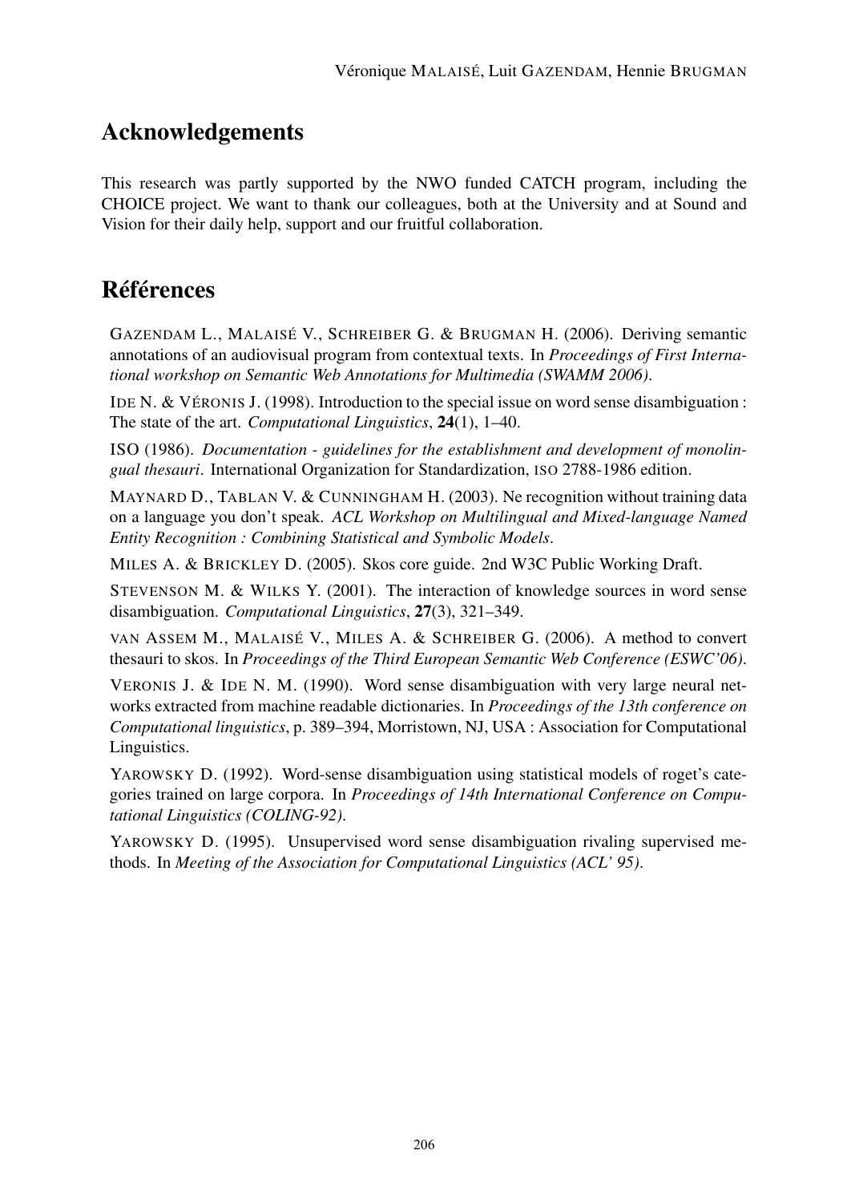## Acknowledgements

This research was partly supported by the NWO funded CATCH program, including the CHOICE project. We want to thank our colleagues, both at the University and at Sound and Vision for their daily help, support and our fruitful collaboration.

## Références

GAZENDAM L., MALAISÉ V., SCHREIBER G. & BRUGMAN H. (2006). Deriving semantic annotations of an audiovisual program from contextual texts. In *Proceedings of First International workshop on Semantic Web Annotations for Multimedia (SWAMM 2006)*.

IDE N. & VÉRONIS J. (1998). Introduction to the special issue on word sense disambiguation : The state of the art. *Computational Linguistics*, **24**(1), 1–40.

ISO (1986). *Documentation - guidelines for the establishment and development of monolingual thesauri*. International Organization for Standardization, ISO 2788-1986 edition.

MAYNARD D., TABLAN V. & CUNNINGHAM H. (2003). Ne recognition without training data on a language you don't speak. *ACL Workshop on Multilingual and Mixed-language Named Entity Recognition : Combining Statistical and Symbolic Models*.

MILES A. & BRICKLEY D. (2005). Skos core guide. 2nd W3C Public Working Draft.

STEVENSON M. & WILKS Y. (2001). The interaction of knowledge sources in word sense disambiguation. *Computational Linguistics*, **27**(3), 321–349.

VAN ASSEM M., MALAISÉ V., MILES A. & SCHREIBER G. (2006). A method to convert thesauri to skos. In *Proceedings of the Third European Semantic Web Conference (ESWC'06)*.

VERONIS J. & IDE N. M. (1990). Word sense disambiguation with very large neural networks extracted from machine readable dictionaries. In *Proceedings of the 13th conference on Computational linguistics*, p. 389–394, Morristown, NJ, USA : Association for Computational Linguistics.

YAROWSKY D. (1992). Word-sense disambiguation using statistical models of roget's categories trained on large corpora. In *Proceedings of 14th International Conference on Computational Linguistics (COLING-92)*.

YAROWSKY D. (1995). Unsupervised word sense disambiguation rivaling supervised methods. In *Meeting of the Association for Computational Linguistics (ACL' 95)*.